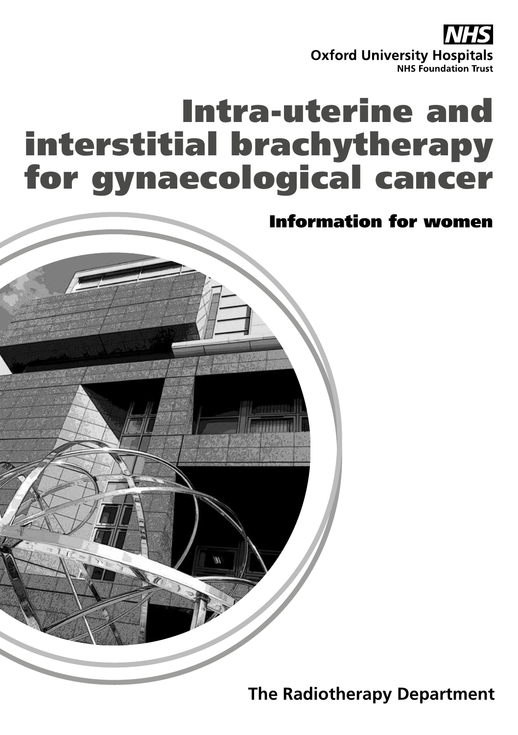NHS

Oxford University Hospitals
NHS Foundation Trust

# Intra-uterine and interstitial brachytherapy for gynaecological cancer

## Information for women

**The Radiotherapy Department**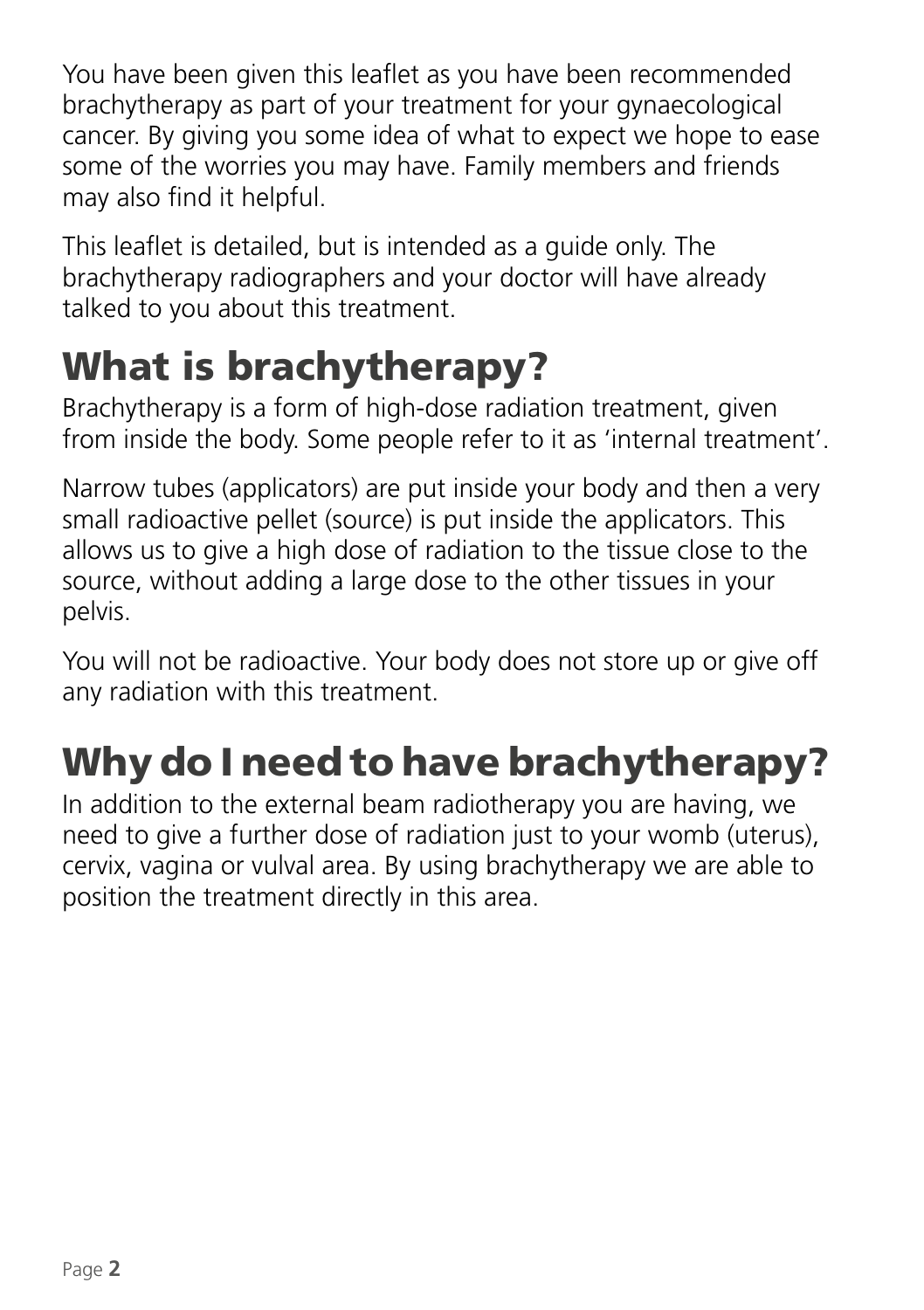You have been given this leaflet as you have been recommended brachytherapy as part of your treatment for your gynaecological cancer. By giving you some idea of what to expect we hope to ease some of the worries you may have. Family members and friends may also find it helpful.

This leaflet is detailed, but is intended as a guide only. The brachytherapy radiographers and your doctor will have already talked to you about this treatment.

## What is brachytherapy?

Brachytherapy is a form of high-dose radiation treatment, given from inside the body. Some people refer to it as 'internal treatment'.

Narrow tubes (applicators) are put inside your body and then a very small radioactive pellet (source) is put inside the applicators. This allows us to give a high dose of radiation to the tissue close to the source, without adding a large dose to the other tissues in your pelvis.

You will not be radioactive. Your body does not store up or give off any radiation with this treatment.

## Why do I need to have brachytherapy?

In addition to the external beam radiotherapy you are having, we need to give a further dose of radiation just to your womb (uterus), cervix, vagina or vulval area. By using brachytherapy we are able to position the treatment directly in this area.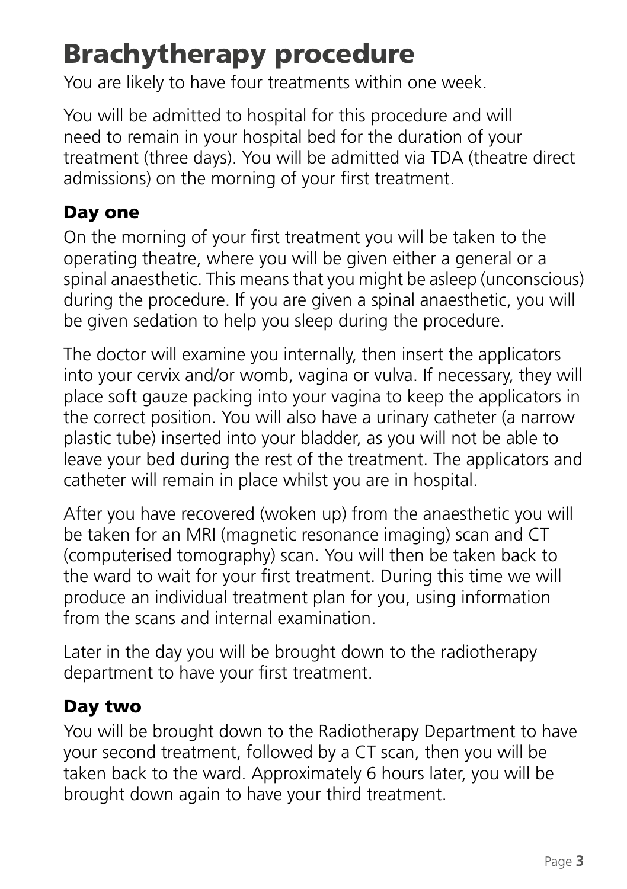# Brachytherapy procedure

You are likely to have four treatments within one week.

You will be admitted to hospital for this procedure and will need to remain in your hospital bed for the duration of your treatment (three days). You will be admitted via TDA (theatre direct admissions) on the morning of your first treatment.

## Day one

On the morning of your first treatment you will be taken to the operating theatre, where you will be given either a general or a spinal anaesthetic. This means that you might be asleep (unconscious) during the procedure. If you are given a spinal anaesthetic, you will be given sedation to help you sleep during the procedure.

The doctor will examine you internally, then insert the applicators into your cervix and/or womb, vagina or vulva. If necessary, they will place soft gauze packing into your vagina to keep the applicators in the correct position. You will also have a urinary catheter (a narrow plastic tube) inserted into your bladder, as you will not be able to leave your bed during the rest of the treatment. The applicators and catheter will remain in place whilst you are in hospital.

After you have recovered (woken up) from the anaesthetic you will be taken for an MRI (magnetic resonance imaging) scan and CT (computerised tomography) scan. You will then be taken back to the ward to wait for your first treatment. During this time we will produce an individual treatment plan for you, using information from the scans and internal examination.

Later in the day you will be brought down to the radiotherapy department to have your first treatment.

## Day two

You will be brought down to the Radiotherapy Department to have your second treatment, followed by a CT scan, then you will be taken back to the ward. Approximately 6 hours later, you will be brought down again to have your third treatment.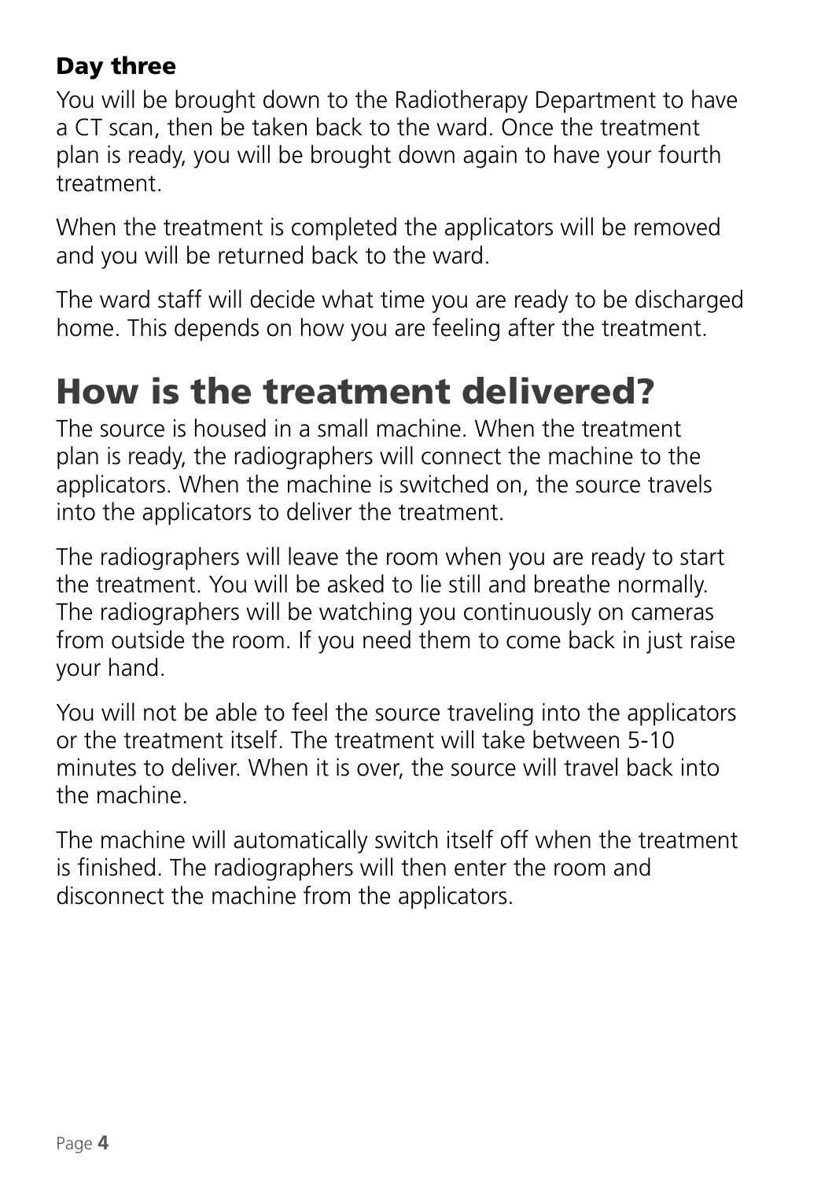### Day three

You will be brought down to the Radiotherapy Department to have a CT scan, then be taken back to the ward. Once the treatment plan is ready, you will be brought down again to have your fourth treatment.

When the treatment is completed the applicators will be removed and you will be returned back to the ward.

The ward staff will decide what time you are ready to be discharged home. This depends on how you are feeling after the treatment.

## How is the treatment delivered?

The source is housed in a small machine. When the treatment plan is ready, the radiographers will connect the machine to the applicators. When the machine is switched on, the source travels into the applicators to deliver the treatment.

The radiographers will leave the room when you are ready to start the treatment. You will be asked to lie still and breathe normally. The radiographers will be watching you continuously on cameras from outside the room. If you need them to come back in just raise your hand.

You will not be able to feel the source traveling into the applicators or the treatment itself. The treatment will take between 5-10 minutes to deliver. When it is over, the source will travel back into the machine.

The machine will automatically switch itself off when the treatment is finished. The radiographers will then enter the room and disconnect the machine from the applicators.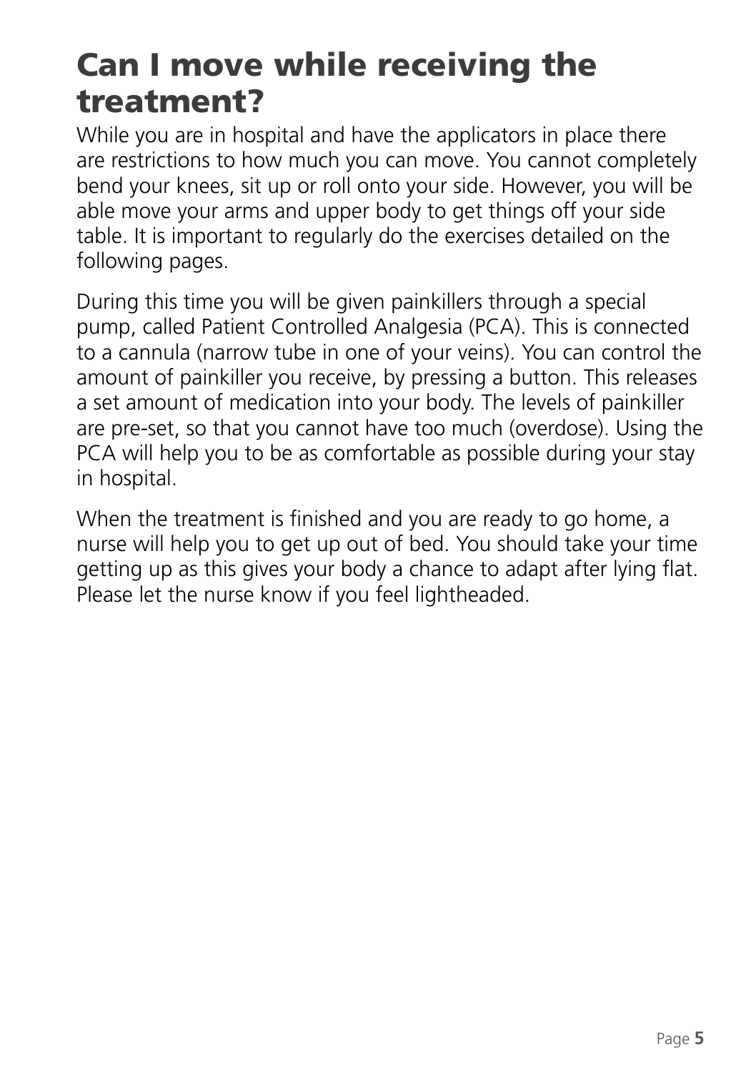# Can I move while receiving the treatment?

While you are in hospital and have the applicators in place there are restrictions to how much you can move. You cannot completely bend your knees, sit up or roll onto your side. However, you will be able move your arms and upper body to get things off your side table. It is important to regularly do the exercises detailed on the following pages.

During this time you will be given painkillers through a special pump, called Patient Controlled Analgesia (PCA). This is connected to a cannula (narrow tube in one of your veins). You can control the amount of painkiller you receive, by pressing a button. This releases a set amount of medication into your body. The levels of painkiller are pre-set, so that you cannot have too much (overdose). Using the PCA will help you to be as comfortable as possible during your stay in hospital.

When the treatment is finished and you are ready to go home, a nurse will help you to get up out of bed. You should take your time getting up as this gives your body a chance to adapt after lying flat. Please let the nurse know if you feel lightheaded.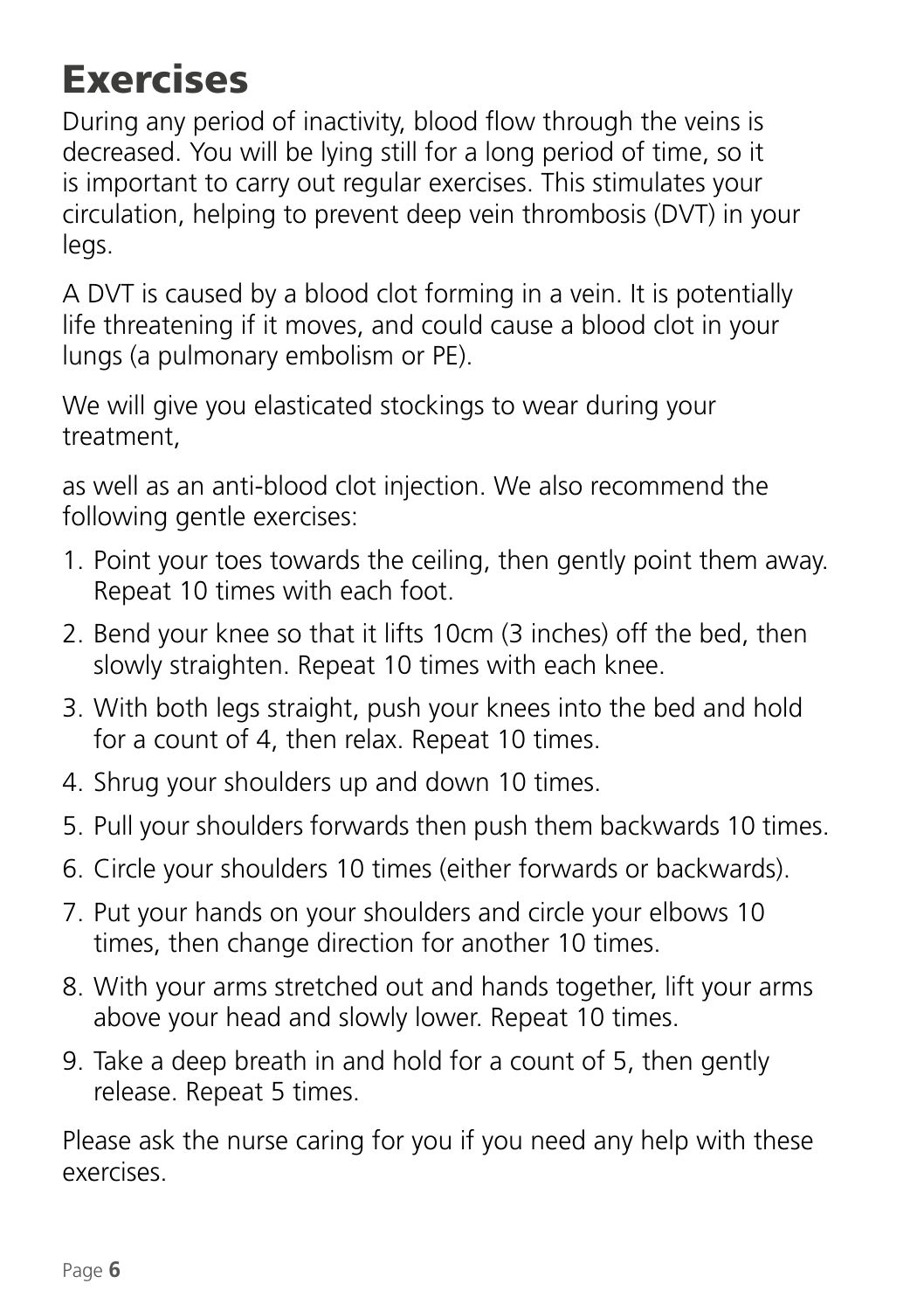# Exercises

During any period of inactivity, blood flow through the veins is decreased. You will be lying still for a long period of time, so it is important to carry out regular exercises. This stimulates your circulation, helping to prevent deep vein thrombosis (DVT) in your legs.

A DVT is caused by a blood clot forming in a vein. It is potentially life threatening if it moves, and could cause a blood clot in your lungs (a pulmonary embolism or PE).

We will give you elasticated stockings to wear during your treatment,

as well as an anti-blood clot injection. We also recommend the following gentle exercises:

1. Point your toes towards the ceiling, then gently point them away. Repeat 10 times with each foot.
2. Bend your knee so that it lifts 10cm (3 inches) off the bed, then slowly straighten. Repeat 10 times with each knee.
3. With both legs straight, push your knees into the bed and hold for a count of 4, then relax. Repeat 10 times.
4. Shrug your shoulders up and down 10 times.
5. Pull your shoulders forwards then push them backwards 10 times.
6. Circle your shoulders 10 times (either forwards or backwards).
7. Put your hands on your shoulders and circle your elbows 10 times, then change direction for another 10 times.
8. With your arms stretched out and hands together, lift your arms above your head and slowly lower. Repeat 10 times.
9. Take a deep breath in and hold for a count of 5, then gently release. Repeat 5 times.

Please ask the nurse caring for you if you need any help with these exercises.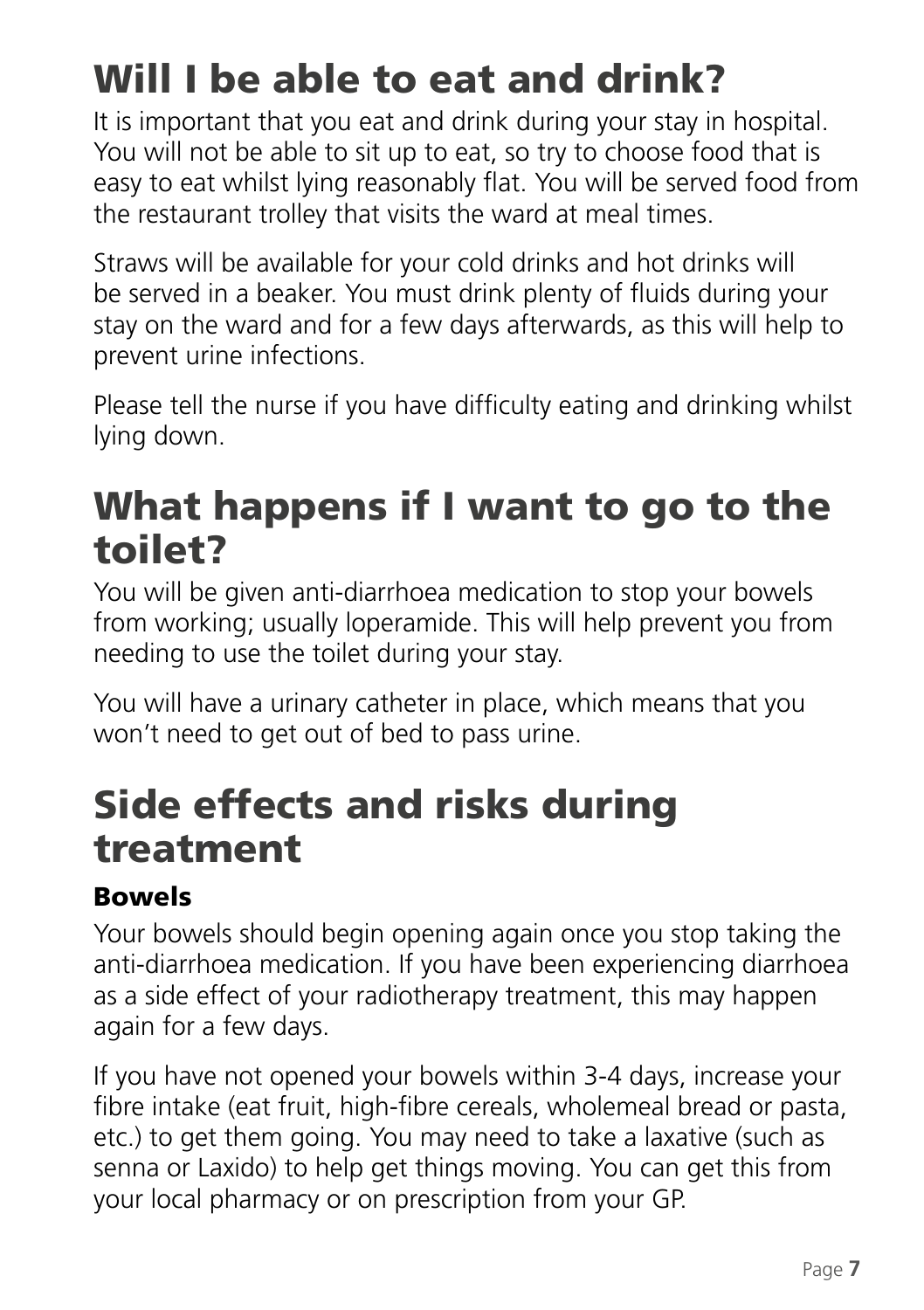# Will I be able to eat and drink?

It is important that you eat and drink during your stay in hospital. You will not be able to sit up to eat, so try to choose food that is easy to eat whilst lying reasonably flat. You will be served food from the restaurant trolley that visits the ward at meal times.

Straws will be available for your cold drinks and hot drinks will be served in a beaker. You must drink plenty of fluids during your stay on the ward and for a few days afterwards, as this will help to prevent urine infections.

Please tell the nurse if you have difficulty eating and drinking whilst lying down.

# What happens if I want to go to the toilet?

You will be given anti-diarrhoea medication to stop your bowels from working; usually loperamide. This will help prevent you from needing to use the toilet during your stay.

You will have a urinary catheter in place, which means that you won't need to get out of bed to pass urine.

# Side effects and risks during treatment

### Bowels

Your bowels should begin opening again once you stop taking the anti-diarrhoea medication. If you have been experiencing diarrhoea as a side effect of your radiotherapy treatment, this may happen again for a few days.

If you have not opened your bowels within 3-4 days, increase your fibre intake (eat fruit, high-fibre cereals, wholemeal bread or pasta, etc.) to get them going. You may need to take a laxative (such as senna or Laxido) to help get things moving. You can get this from your local pharmacy or on prescription from your GP.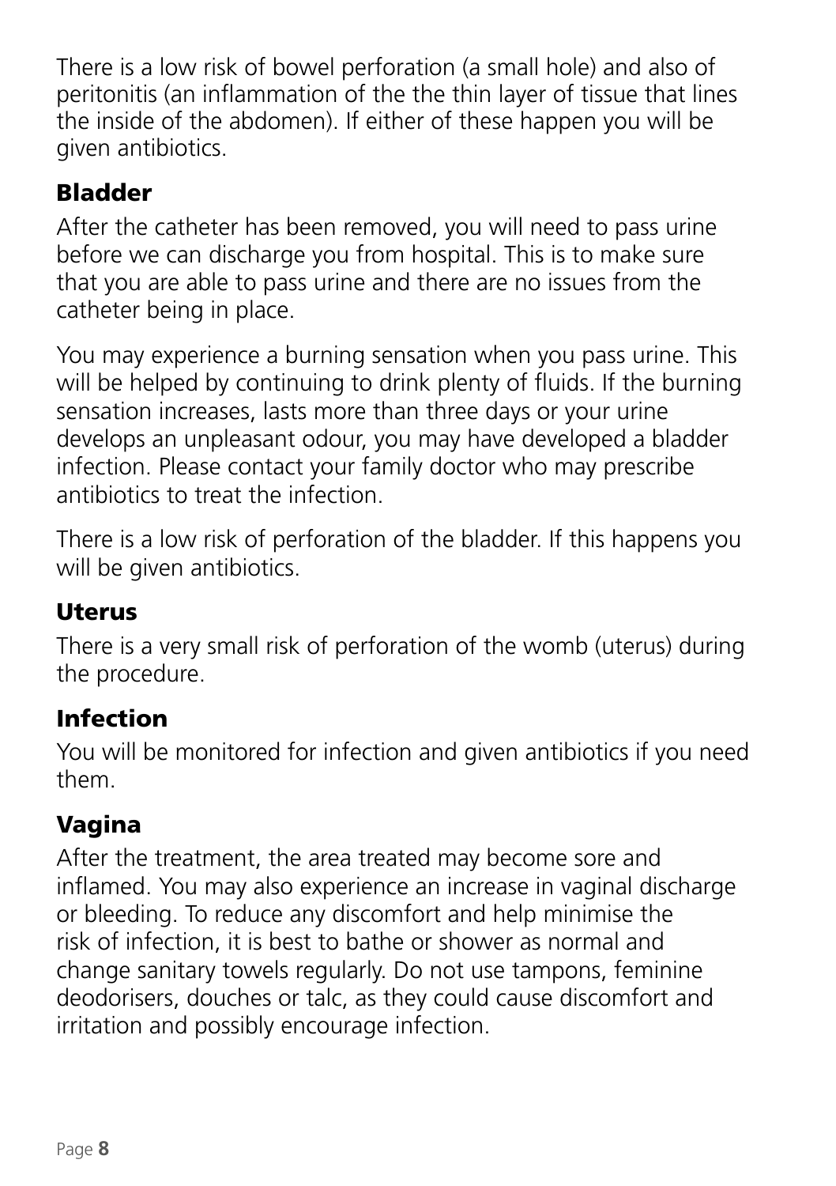There is a low risk of bowel perforation (a small hole) and also of peritonitis (an inflammation of the the thin layer of tissue that lines the inside of the abdomen). If either of these happen you will be given antibiotics.

## Bladder

After the catheter has been removed, you will need to pass urine before we can discharge you from hospital. This is to make sure that you are able to pass urine and there are no issues from the catheter being in place.

You may experience a burning sensation when you pass urine. This will be helped by continuing to drink plenty of fluids. If the burning sensation increases, lasts more than three days or your urine develops an unpleasant odour, you may have developed a bladder infection. Please contact your family doctor who may prescribe antibiotics to treat the infection.

There is a low risk of perforation of the bladder. If this happens you will be given antibiotics.

## Uterus

There is a very small risk of perforation of the womb (uterus) during the procedure.

## Infection

You will be monitored for infection and given antibiotics if you need them.

## Vagina

After the treatment, the area treated may become sore and inflamed. You may also experience an increase in vaginal discharge or bleeding. To reduce any discomfort and help minimise the risk of infection, it is best to bathe or shower as normal and change sanitary towels regularly. Do not use tampons, feminine deodorisers, douches or talc, as they could cause discomfort and irritation and possibly encourage infection.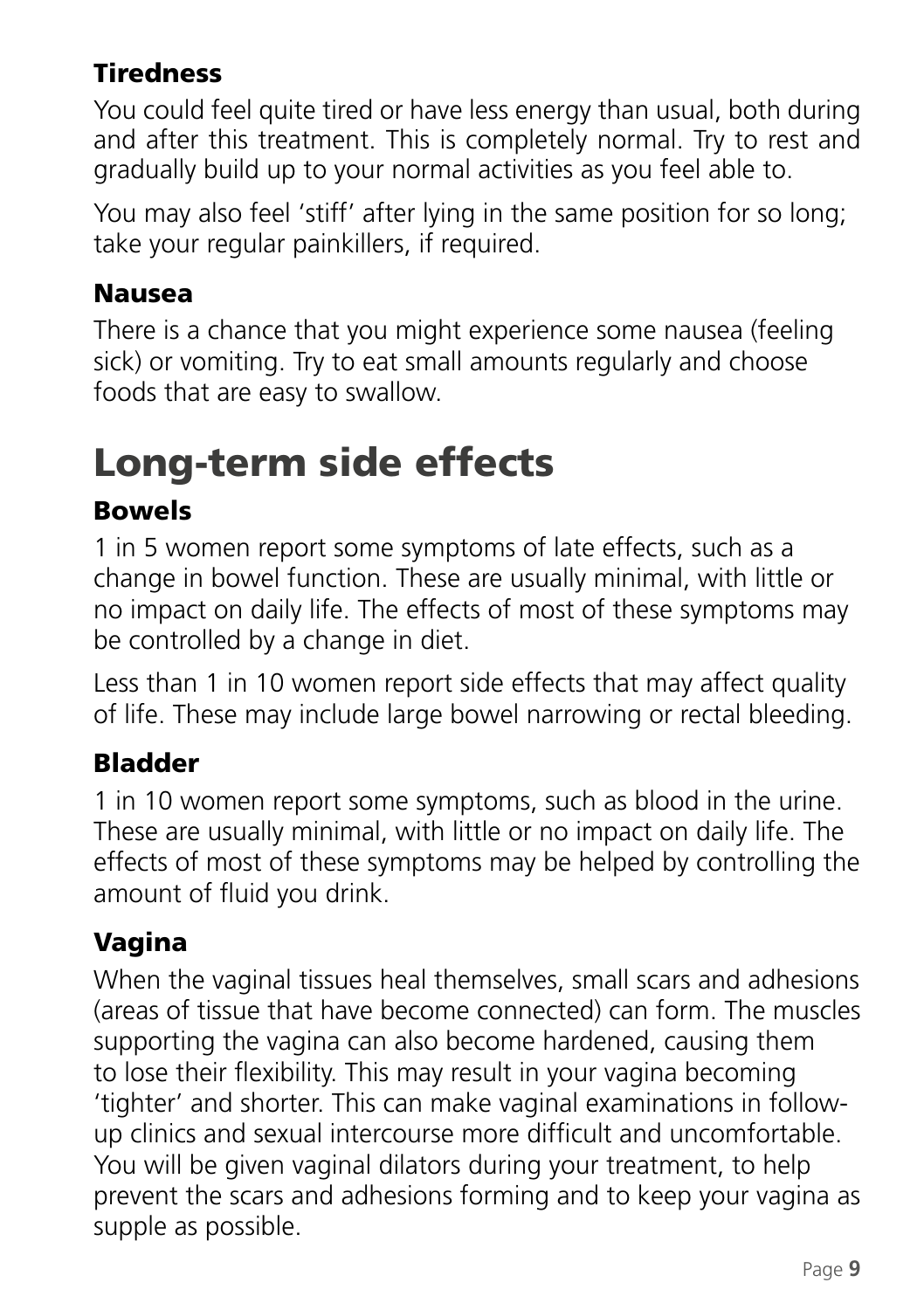### Tiredness

You could feel quite tired or have less energy than usual, both during and after this treatment. This is completely normal. Try to rest and gradually build up to your normal activities as you feel able to.

You may also feel 'stiff' after lying in the same position for so long; take your regular painkillers, if required.

### Nausea

There is a chance that you might experience some nausea (feeling sick) or vomiting. Try to eat small amounts regularly and choose foods that are easy to swallow.

## Long-term side effects

### Bowels

1 in 5 women report some symptoms of late effects, such as a change in bowel function. These are usually minimal, with little or no impact on daily life. The effects of most of these symptoms may be controlled by a change in diet.

Less than 1 in 10 women report side effects that may affect quality of life. These may include large bowel narrowing or rectal bleeding.

### Bladder

1 in 10 women report some symptoms, such as blood in the urine. These are usually minimal, with little or no impact on daily life. The effects of most of these symptoms may be helped by controlling the amount of fluid you drink.

### Vagina

When the vaginal tissues heal themselves, small scars and adhesions (areas of tissue that have become connected) can form. The muscles supporting the vagina can also become hardened, causing them to lose their flexibility. This may result in your vagina becoming 'tighter' and shorter. This can make vaginal examinations in follow-up clinics and sexual intercourse more difficult and uncomfortable. You will be given vaginal dilators during your treatment, to help prevent the scars and adhesions forming and to keep your vagina as supple as possible.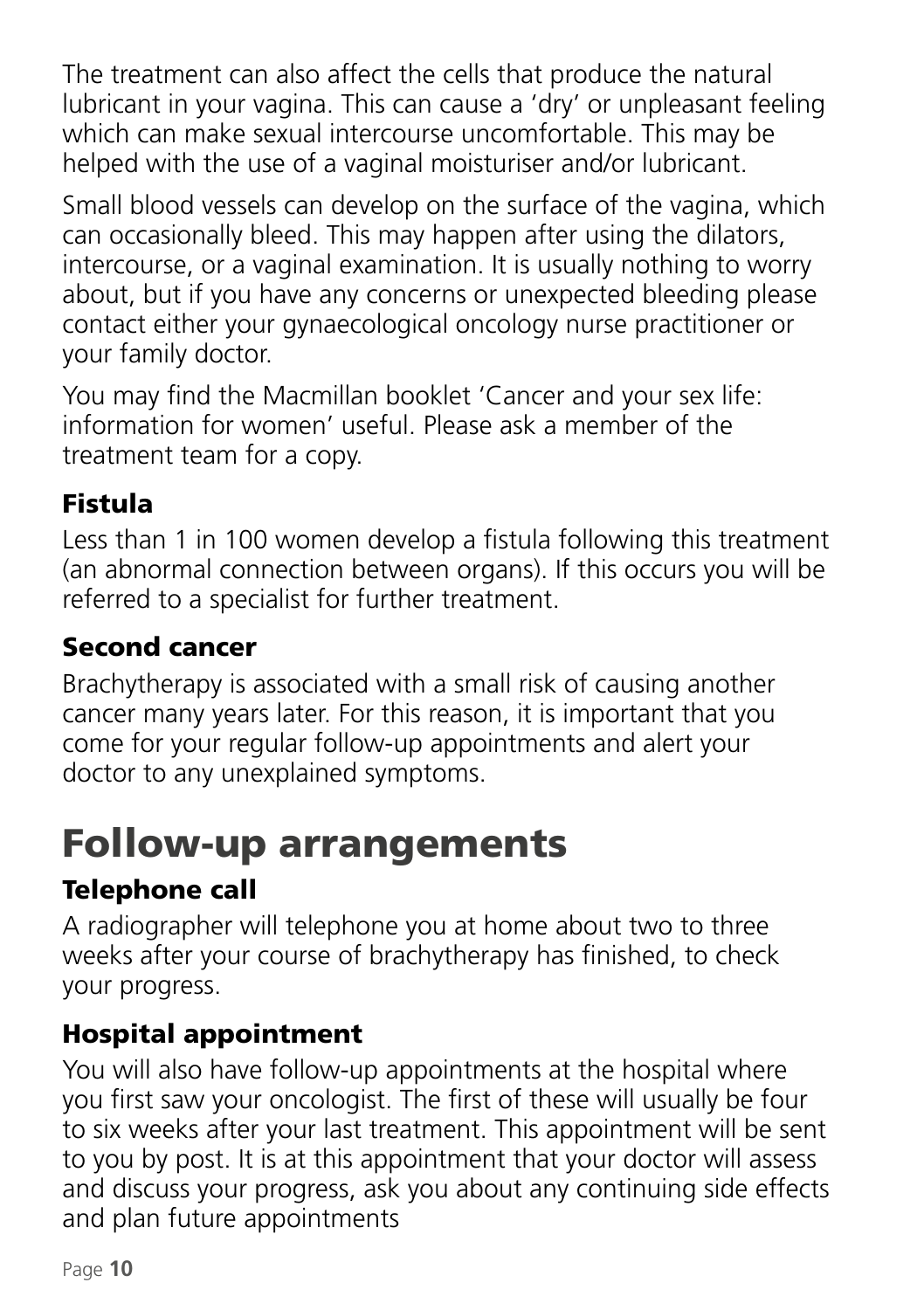The treatment can also affect the cells that produce the natural lubricant in your vagina. This can cause a 'dry' or unpleasant feeling which can make sexual intercourse uncomfortable. This may be helped with the use of a vaginal moisturiser and/or lubricant.

Small blood vessels can develop on the surface of the vagina, which can occasionally bleed. This may happen after using the dilators, intercourse, or a vaginal examination. It is usually nothing to worry about, but if you have any concerns or unexpected bleeding please contact either your gynaecological oncology nurse practitioner or your family doctor.

You may find the Macmillan booklet 'Cancer and your sex life: information for women' useful. Please ask a member of the treatment team for a copy.

### Fistula

Less than 1 in 100 women develop a fistula following this treatment (an abnormal connection between organs). If this occurs you will be referred to a specialist for further treatment.

### Second cancer

Brachytherapy is associated with a small risk of causing another cancer many years later. For this reason, it is important that you come for your regular follow-up appointments and alert your doctor to any unexplained symptoms.

## Follow-up arrangements

### Telephone call

A radiographer will telephone you at home about two to three weeks after your course of brachytherapy has finished, to check your progress.

### Hospital appointment

You will also have follow-up appointments at the hospital where you first saw your oncologist. The first of these will usually be four to six weeks after your last treatment. This appointment will be sent to you by post. It is at this appointment that your doctor will assess and discuss your progress, ask you about any continuing side effects and plan future appointments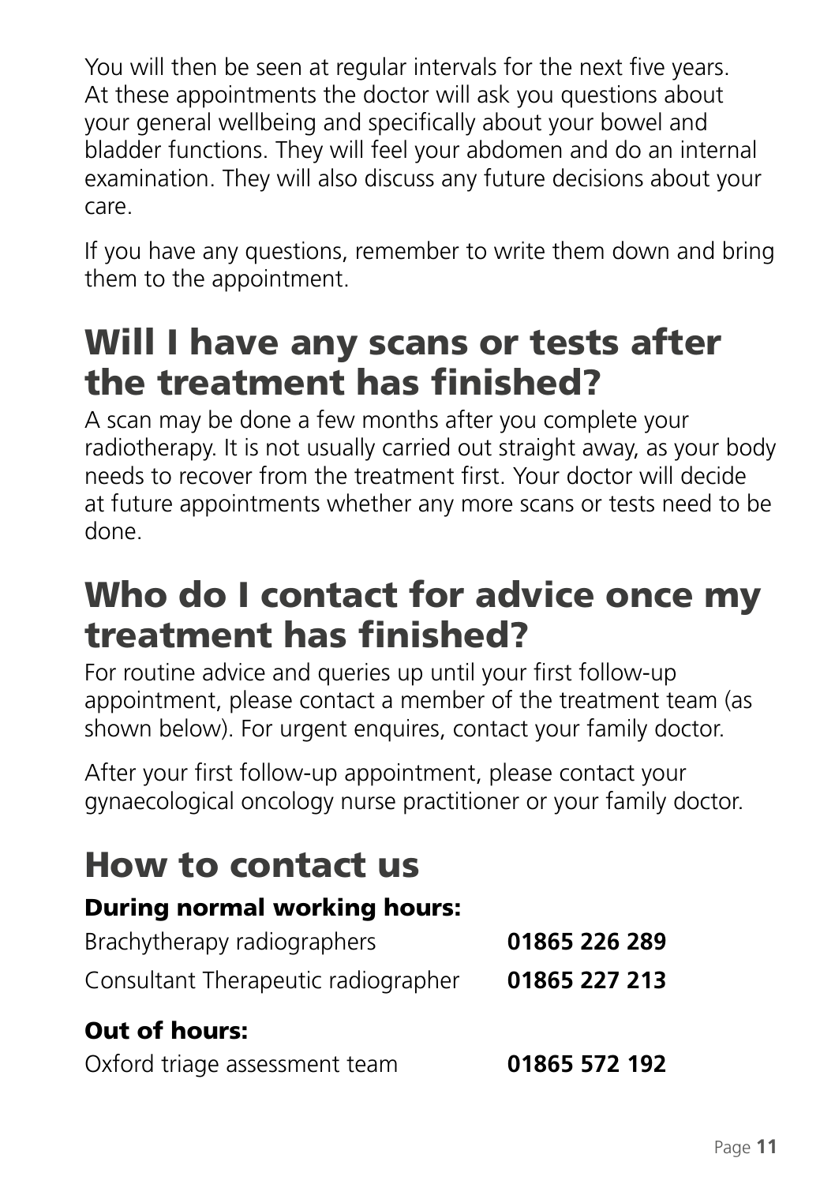You will then be seen at regular intervals for the next five years. At these appointments the doctor will ask you questions about your general wellbeing and specifically about your bowel and bladder functions. They will feel your abdomen and do an internal examination. They will also discuss any future decisions about your care.

If you have any questions, remember to write them down and bring them to the appointment.

## Will I have any scans or tests after the treatment has finished?

A scan may be done a few months after you complete your radiotherapy. It is not usually carried out straight away, as your body needs to recover from the treatment first. Your doctor will decide at future appointments whether any more scans or tests need to be done.

## Who do I contact for advice once my treatment has finished?

For routine advice and queries up until your first follow-up appointment, please contact a member of the treatment team (as shown below). For urgent enquires, contact your family doctor.

After your first follow-up appointment, please contact your gynaecological oncology nurse practitioner or your family doctor.

## How to contact us

**During normal working hours:**

| | |
|---|---|
| Brachytherapy radiographers | **01865 226 289** |
| Consultant Therapeutic radiographer | **01865 227 213** |

**Out of hours:**

| | |
|---|---|
| Oxford triage assessment team | **01865 572 192** |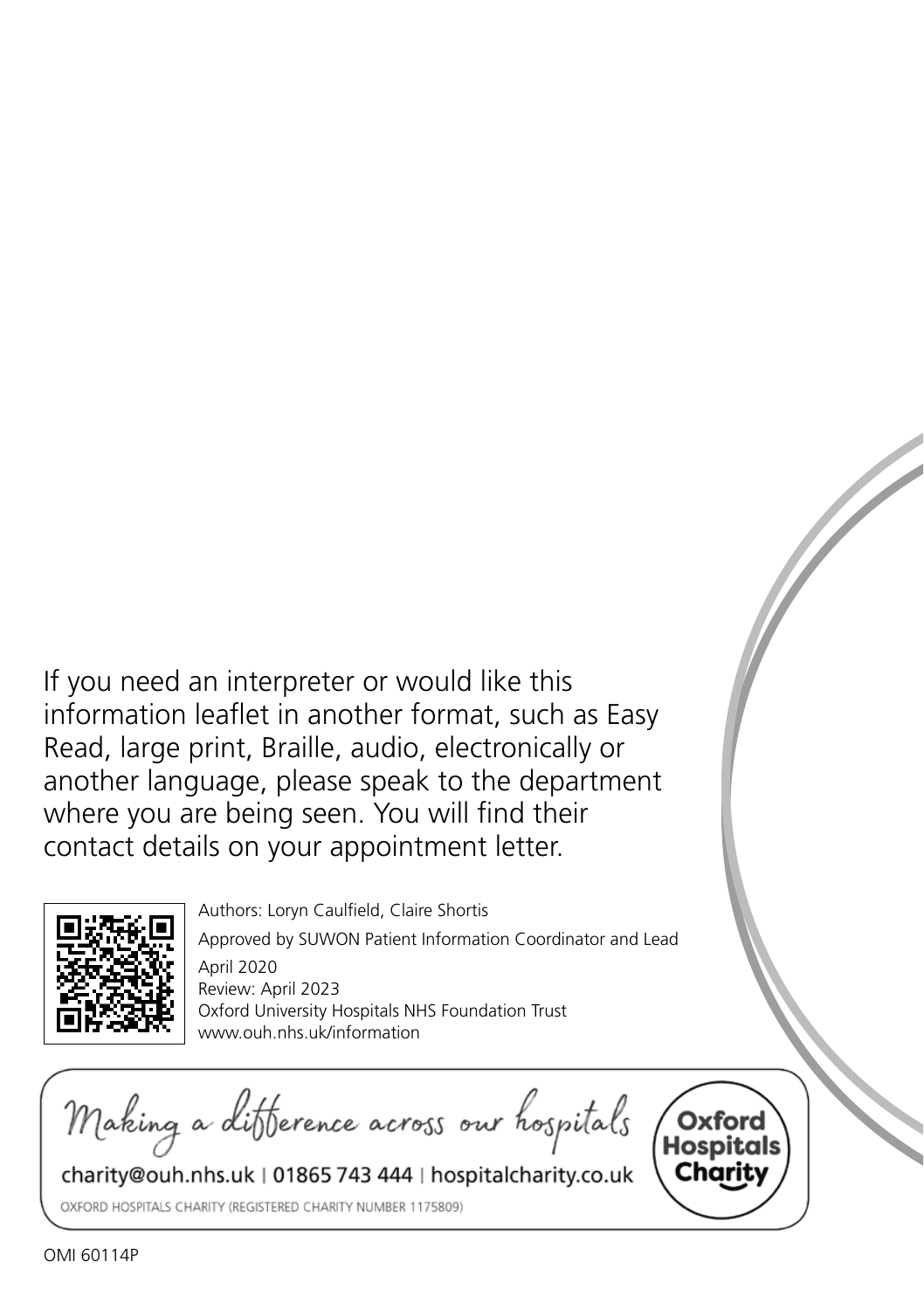If you need an interpreter or would like this information leaflet in another format, such as Easy Read, large print, Braille, audio, electronically or another language, please speak to the department where you are being seen. You will find their contact details on your appointment letter.

Authors: Loryn Caulfield, Claire Shortis

Approved by SUWON Patient Information Coordinator and Lead

April 2020

Review: April 2023

Oxford University Hospitals NHS Foundation Trust

www.ouh.nhs.uk/information

Making a difference across our hospitals

charity@ouh.nhs.uk | 01865 743 444 | hospitalcharity.co.uk

Oxford Hospitals Charity

OXFORD HOSPITALS CHARITY (REGISTERED CHARITY NUMBER 1175809)

OMI 60114P